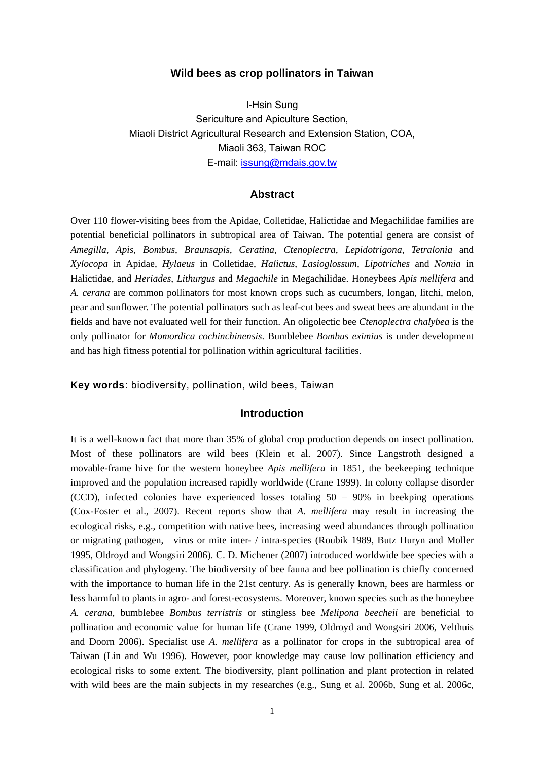# Wild bees as crop pollinators in Taiwan

I-Hsin Sung
Sericulture and Apiculture Section,
Miaoli District Agricultural Research and Extension Station, COA,
Miaoli 363, Taiwan ROC
E-mail: issung@mdais.gov.tw

## Abstract

Over 110 flower-visiting bees from the Apidae, Colletidae, Halictidae and Megachilidae families are potential beneficial pollinators in subtropical area of Taiwan. The potential genera are consist of *Amegilla*, *Apis*, *Bombus*, *Braunsapis*, *Ceratina*, *Ctenoplectra*, *Lepidotrigona*, *Tetralonia* and *Xylocopa* in Apidae, *Hylaeus* in Colletidae, *Halictus*, *Lasioglossum*, *Lipotriches* and *Nomia* in Halictidae, and *Heriades*, *Lithurgus* and *Megachile* in Megachilidae. Honeybees *Apis mellifera* and *A. cerana* are common pollinators for most known crops such as cucumbers, longan, litchi, melon, pear and sunflower. The potential pollinators such as leaf-cut bees and sweat bees are abundant in the fields and have not evaluated well for their function. An oligolectic bee *Ctenoplectra chalybea* is the only pollinator for *Momordica cochinchinensis*. Bumblebee *Bombus eximius* is under development and has high fitness potential for pollination within agricultural facilities.

**Key words**: biodiversity, pollination, wild bees, Taiwan

## Introduction

It is a well-known fact that more than 35% of global crop production depends on insect pollination. Most of these pollinators are wild bees (Klein et al. 2007). Since Langstroth designed a movable-frame hive for the western honeybee *Apis mellifera* in 1851, the beekeeping technique improved and the population increased rapidly worldwide (Crane 1999). In colony collapse disorder (CCD), infected colonies have experienced losses totaling 50 – 90% in beekping operations (Cox-Foster et al., 2007). Recent reports show that *A. mellifera* may result in increasing the ecological risks, e.g., competition with native bees, increasing weed abundances through pollination or migrating pathogen, virus or mite inter- / intra-species (Roubik 1989, Butz Huryn and Moller 1995, Oldroyd and Wongsiri 2006). C. D. Michener (2007) introduced worldwide bee species with a classification and phylogeny. The biodiversity of bee fauna and bee pollination is chiefly concerned with the importance to human life in the 21st century. As is generally known, bees are harmless or less harmful to plants in agro- and forest-ecosystems. Moreover, known species such as the honeybee *A. cerana*, bumblebee *Bombus terristris* or stingless bee *Melipona beecheii* are beneficial to pollination and economic value for human life (Crane 1999, Oldroyd and Wongsiri 2006, Velthuis and Doorn 2006). Specialist use *A. mellifera* as a pollinator for crops in the subtropical area of Taiwan (Lin and Wu 1996). However, poor knowledge may cause low pollination efficiency and ecological risks to some extent. The biodiversity, plant pollination and plant protection in related with wild bees are the main subjects in my researches (e.g., Sung et al. 2006b, Sung et al. 2006c,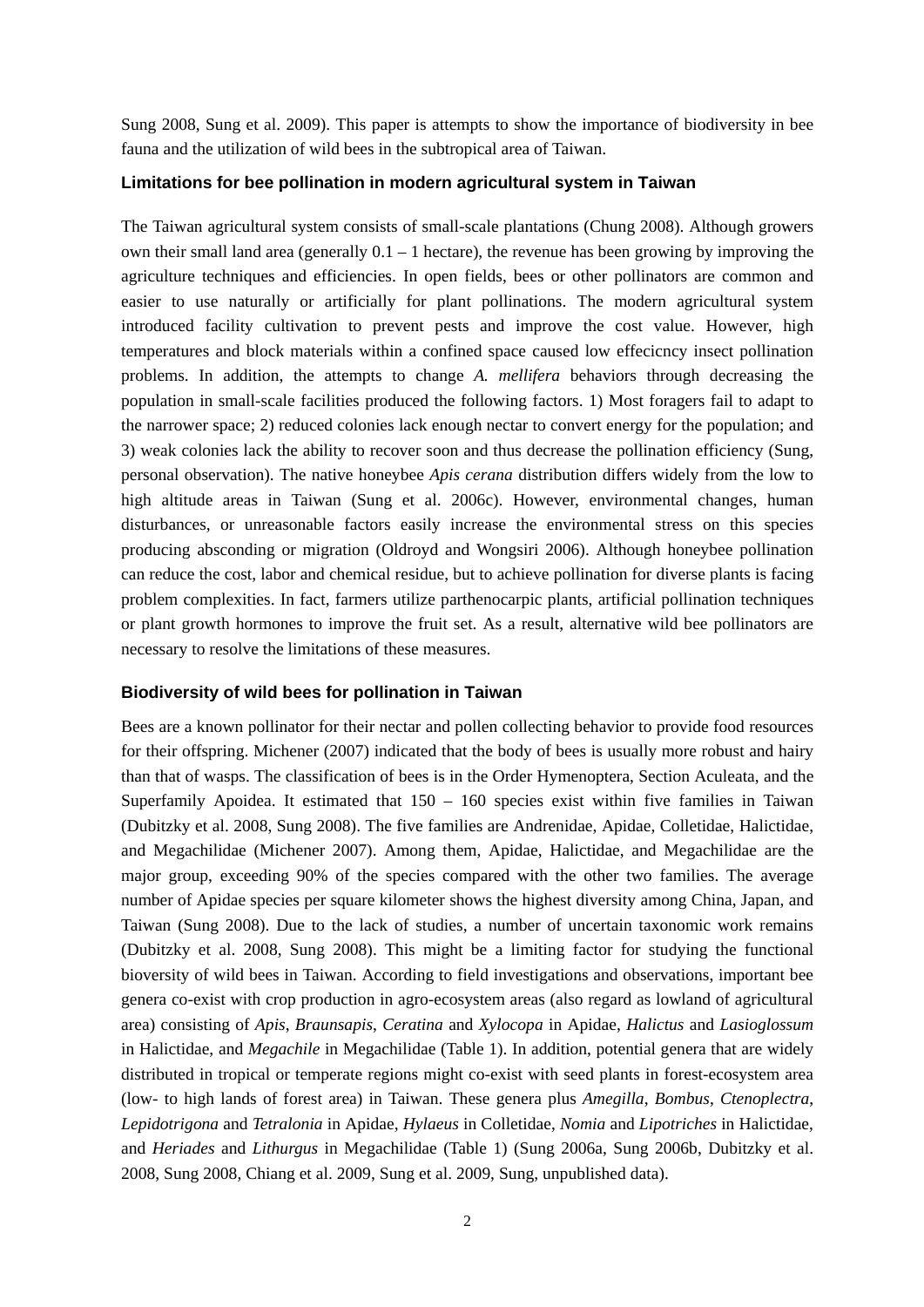Sung 2008, Sung et al. 2009). This paper is attempts to show the importance of biodiversity in bee fauna and the utilization of wild bees in the subtropical area of Taiwan.

### Limitations for bee pollination in modern agricultural system in Taiwan

The Taiwan agricultural system consists of small-scale plantations (Chung 2008). Although growers own their small land area (generally 0.1 – 1 hectare), the revenue has been growing by improving the agriculture techniques and efficiencies. In open fields, bees or other pollinators are common and easier to use naturally or artificially for plant pollinations. The modern agricultural system introduced facility cultivation to prevent pests and improve the cost value. However, high temperatures and block materials within a confined space caused low effecicncy insect pollination problems. In addition, the attempts to change *A. mellifera* behaviors through decreasing the population in small-scale facilities produced the following factors. 1) Most foragers fail to adapt to the narrower space; 2) reduced colonies lack enough nectar to convert energy for the population; and 3) weak colonies lack the ability to recover soon and thus decrease the pollination efficiency (Sung, personal observation). The native honeybee *Apis cerana* distribution differs widely from the low to high altitude areas in Taiwan (Sung et al. 2006c). However, environmental changes, human disturbances, or unreasonable factors easily increase the environmental stress on this species producing absconding or migration (Oldroyd and Wongsiri 2006). Although honeybee pollination can reduce the cost, labor and chemical residue, but to achieve pollination for diverse plants is facing problem complexities. In fact, farmers utilize parthenocarpic plants, artificial pollination techniques or plant growth hormones to improve the fruit set. As a result, alternative wild bee pollinators are necessary to resolve the limitations of these measures.

### Biodiversity of wild bees for pollination in Taiwan

Bees are a known pollinator for their nectar and pollen collecting behavior to provide food resources for their offspring. Michener (2007) indicated that the body of bees is usually more robust and hairy than that of wasps. The classification of bees is in the Order Hymenoptera, Section Aculeata, and the Superfamily Apoidea. It estimated that 150 – 160 species exist within five families in Taiwan (Dubitzky et al. 2008, Sung 2008). The five families are Andrenidae, Apidae, Colletidae, Halictidae, and Megachilidae (Michener 2007). Among them, Apidae, Halictidae, and Megachilidae are the major group, exceeding 90% of the species compared with the other two families. The average number of Apidae species per square kilometer shows the highest diversity among China, Japan, and Taiwan (Sung 2008). Due to the lack of studies, a number of uncertain taxonomic work remains (Dubitzky et al. 2008, Sung 2008). This might be a limiting factor for studying the functional bioversity of wild bees in Taiwan. According to field investigations and observations, important bee genera co-exist with crop production in agro-ecosystem areas (also regard as lowland of agricultural area) consisting of *Apis*, *Braunsapis*, *Ceratina* and *Xylocopa* in Apidae, *Halictus* and *Lasioglossum* in Halictidae, and *Megachile* in Megachilidae (Table 1). In addition, potential genera that are widely distributed in tropical or temperate regions might co-exist with seed plants in forest-ecosystem area (low- to high lands of forest area) in Taiwan. These genera plus *Amegilla*, *Bombus*, *Ctenoplectra*, *Lepidotrigona* and *Tetralonia* in Apidae, *Hylaeus* in Colletidae, *Nomia* and *Lipotriches* in Halictidae, and *Heriades* and *Lithurgus* in Megachilidae (Table 1) (Sung 2006a, Sung 2006b, Dubitzky et al. 2008, Sung 2008, Chiang et al. 2009, Sung et al. 2009, Sung, unpublished data).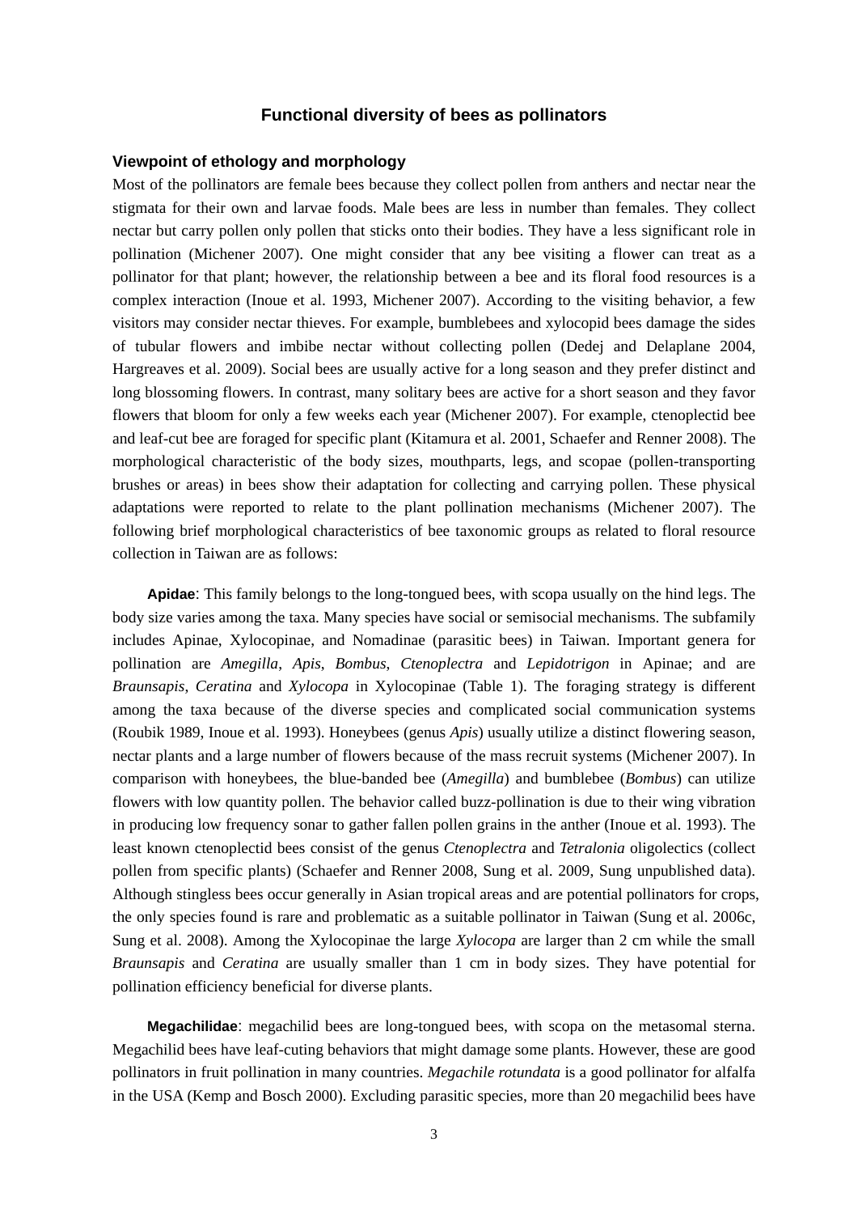## Functional diversity of bees as pollinators

### Viewpoint of ethology and morphology

Most of the pollinators are female bees because they collect pollen from anthers and nectar near the stigmata for their own and larvae foods. Male bees are less in number than females. They collect nectar but carry pollen only pollen that sticks onto their bodies. They have a less significant role in pollination (Michener 2007). One might consider that any bee visiting a flower can treat as a pollinator for that plant; however, the relationship between a bee and its floral food resources is a complex interaction (Inoue et al. 1993, Michener 2007). According to the visiting behavior, a few visitors may consider nectar thieves. For example, bumblebees and xylocopid bees damage the sides of tubular flowers and imbibe nectar without collecting pollen (Dedej and Delaplane 2004, Hargreaves et al. 2009). Social bees are usually active for a long season and they prefer distinct and long blossoming flowers. In contrast, many solitary bees are active for a short season and they favor flowers that bloom for only a few weeks each year (Michener 2007). For example, ctenoplectid bee and leaf-cut bee are foraged for specific plant (Kitamura et al. 2001, Schaefer and Renner 2008). The morphological characteristic of the body sizes, mouthparts, legs, and scopae (pollen-transporting brushes or areas) in bees show their adaptation for collecting and carrying pollen. These physical adaptations were reported to relate to the plant pollination mechanisms (Michener 2007). The following brief morphological characteristics of bee taxonomic groups as related to floral resource collection in Taiwan are as follows:

**Apidae**: This family belongs to the long-tongued bees, with scopa usually on the hind legs. The body size varies among the taxa. Many species have social or semisocial mechanisms. The subfamily includes Apinae, Xylocopinae, and Nomadinae (parasitic bees) in Taiwan. Important genera for pollination are *Amegilla*, *Apis*, *Bombus*, *Ctenoplectra* and *Lepidotrigon* in Apinae; and are *Braunsapis*, *Ceratina* and *Xylocopa* in Xylocopinae (Table 1). The foraging strategy is different among the taxa because of the diverse species and complicated social communication systems (Roubik 1989, Inoue et al. 1993). Honeybees (genus *Apis*) usually utilize a distinct flowering season, nectar plants and a large number of flowers because of the mass recruit systems (Michener 2007). In comparison with honeybees, the blue-banded bee (*Amegilla*) and bumblebee (*Bombus*) can utilize flowers with low quantity pollen. The behavior called buzz-pollination is due to their wing vibration in producing low frequency sonar to gather fallen pollen grains in the anther (Inoue et al. 1993). The least known ctenoplectid bees consist of the genus *Ctenoplectra* and *Tetralonia* oligolectics (collect pollen from specific plants) (Schaefer and Renner 2008, Sung et al. 2009, Sung unpublished data). Although stingless bees occur generally in Asian tropical areas and are potential pollinators for crops, the only species found is rare and problematic as a suitable pollinator in Taiwan (Sung et al. 2006c, Sung et al. 2008). Among the Xylocopinae the large *Xylocopa* are larger than 2 cm while the small *Braunsapis* and *Ceratina* are usually smaller than 1 cm in body sizes. They have potential for pollination efficiency beneficial for diverse plants.

**Megachilidae**: megachilid bees are long-tongued bees, with scopa on the metasomal sterna. Megachilid bees have leaf-cuting behaviors that might damage some plants. However, these are good pollinators in fruit pollination in many countries. *Megachile rotundata* is a good pollinator for alfalfa in the USA (Kemp and Bosch 2000). Excluding parasitic species, more than 20 megachilid bees have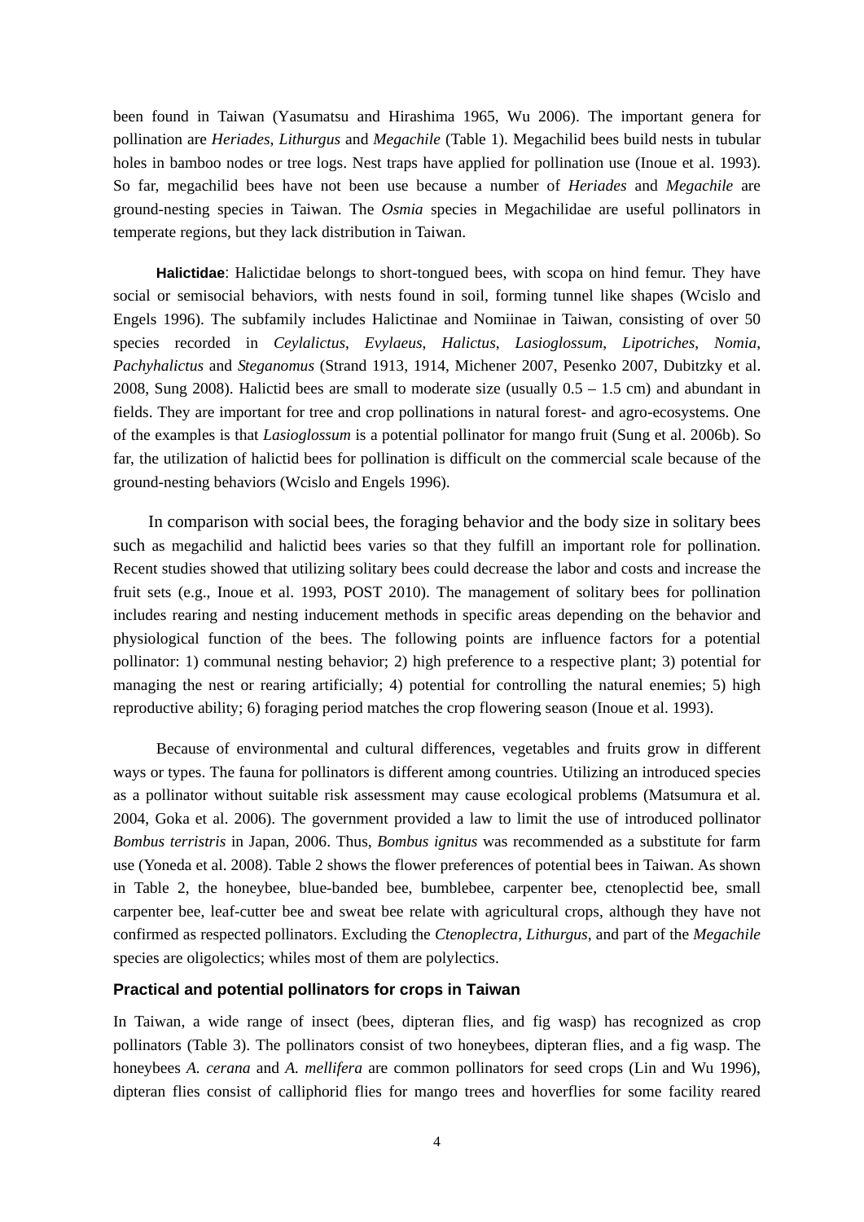been found in Taiwan (Yasumatsu and Hirashima 1965, Wu 2006). The important genera for pollination are *Heriades*, *Lithurgus* and *Megachile* (Table 1). Megachilid bees build nests in tubular holes in bamboo nodes or tree logs. Nest traps have applied for pollination use (Inoue et al. 1993). So far, megachilid bees have not been use because a number of *Heriades* and *Megachile* are ground-nesting species in Taiwan. The *Osmia* species in Megachilidae are useful pollinators in temperate regions, but they lack distribution in Taiwan.

**Halictidae**: Halictidae belongs to short-tongued bees, with scopa on hind femur. They have social or semisocial behaviors, with nests found in soil, forming tunnel like shapes (Wcislo and Engels 1996). The subfamily includes Halictinae and Nomiinae in Taiwan, consisting of over 50 species recorded in *Ceylalictus*, *Evylaeus*, *Halictus*, *Lasioglossum*, *Lipotriches*, *Nomia*, *Pachyhalictus* and *Steganomus* (Strand 1913, 1914, Michener 2007, Pesenko 2007, Dubitzky et al. 2008, Sung 2008). Halictid bees are small to moderate size (usually 0.5 – 1.5 cm) and abundant in fields. They are important for tree and crop pollinations in natural forest- and agro-ecosystems. One of the examples is that *Lasioglossum* is a potential pollinator for mango fruit (Sung et al. 2006b). So far, the utilization of halictid bees for pollination is difficult on the commercial scale because of the ground-nesting behaviors (Wcislo and Engels 1996).

In comparison with social bees, the foraging behavior and the body size in solitary bees such as megachilid and halictid bees varies so that they fulfill an important role for pollination. Recent studies showed that utilizing solitary bees could decrease the labor and costs and increase the fruit sets (e.g., Inoue et al. 1993, POST 2010). The management of solitary bees for pollination includes rearing and nesting inducement methods in specific areas depending on the behavior and physiological function of the bees. The following points are influence factors for a potential pollinator: 1) communal nesting behavior; 2) high preference to a respective plant; 3) potential for managing the nest or rearing artificially; 4) potential for controlling the natural enemies; 5) high reproductive ability; 6) foraging period matches the crop flowering season (Inoue et al. 1993).

Because of environmental and cultural differences, vegetables and fruits grow in different ways or types. The fauna for pollinators is different among countries. Utilizing an introduced species as a pollinator without suitable risk assessment may cause ecological problems (Matsumura et al. 2004, Goka et al. 2006). The government provided a law to limit the use of introduced pollinator *Bombus terristris* in Japan, 2006. Thus, *Bombus ignitus* was recommended as a substitute for farm use (Yoneda et al. 2008). Table 2 shows the flower preferences of potential bees in Taiwan. As shown in Table 2, the honeybee, blue-banded bee, bumblebee, carpenter bee, ctenoplectid bee, small carpenter bee, leaf-cutter bee and sweat bee relate with agricultural crops, although they have not confirmed as respected pollinators. Excluding the *Ctenoplectra*, *Lithurgus*, and part of the *Megachile* species are oligolectics; whiles most of them are polylectics.

### Practical and potential pollinators for crops in Taiwan

In Taiwan, a wide range of insect (bees, dipteran flies, and fig wasp) has recognized as crop pollinators (Table 3). The pollinators consist of two honeybees, dipteran flies, and a fig wasp. The honeybees *A. cerana* and *A. mellifera* are common pollinators for seed crops (Lin and Wu 1996), dipteran flies consist of calliphorid flies for mango trees and hoverflies for some facility reared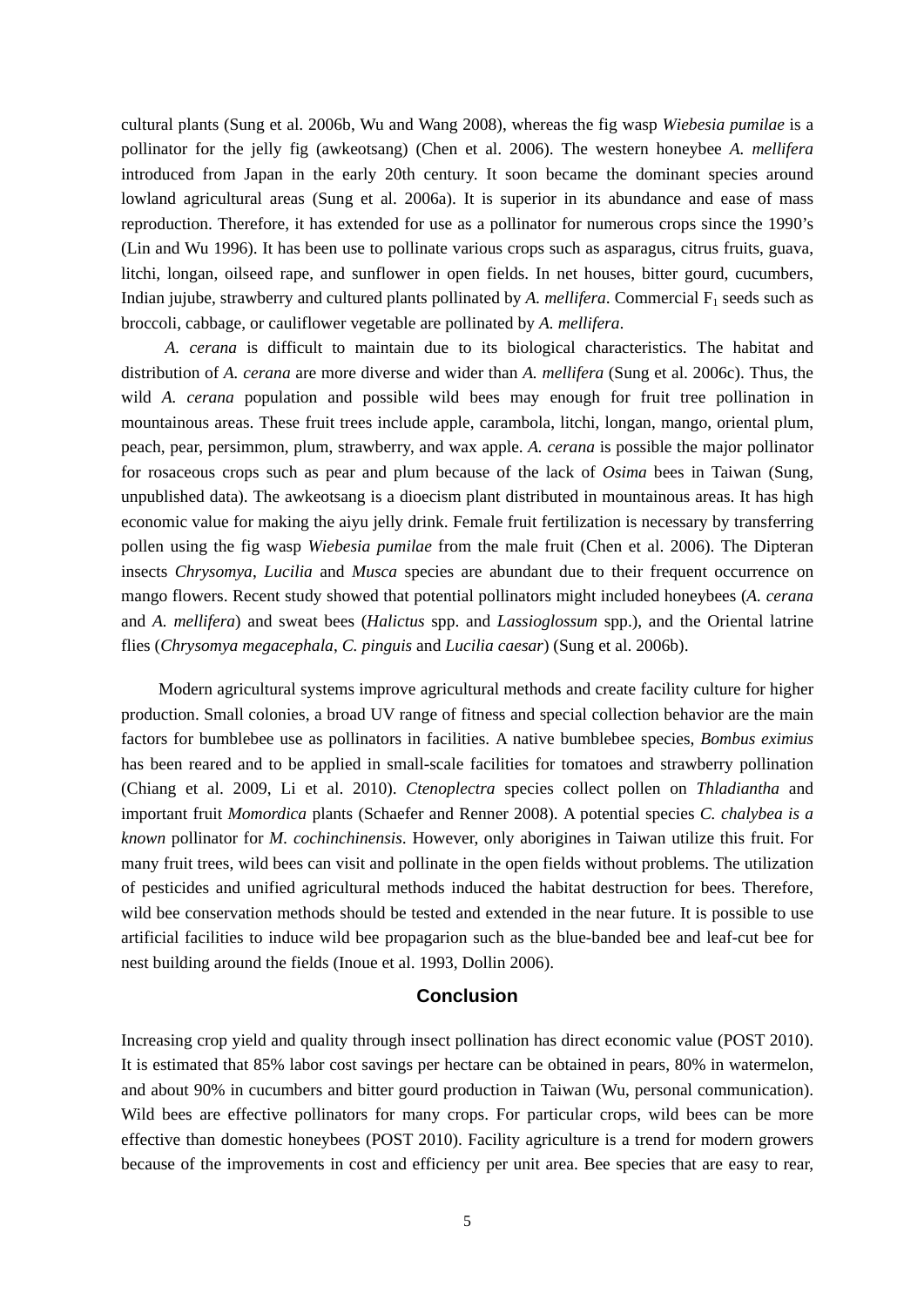cultural plants (Sung et al. 2006b, Wu and Wang 2008), whereas the fig wasp *Wiebesia pumilae* is a pollinator for the jelly fig (awkeotsang) (Chen et al. 2006). The western honeybee *A. mellifera* introduced from Japan in the early 20th century. It soon became the dominant species around lowland agricultural areas (Sung et al. 2006a). It is superior in its abundance and ease of mass reproduction. Therefore, it has extended for use as a pollinator for numerous crops since the 1990's (Lin and Wu 1996). It has been use to pollinate various crops such as asparagus, citrus fruits, guava, litchi, longan, oilseed rape, and sunflower in open fields. In net houses, bitter gourd, cucumbers, Indian jujube, strawberry and cultured plants pollinated by *A. mellifera*. Commercial $F_1$ seeds such as broccoli, cabbage, or cauliflower vegetable are pollinated by *A. mellifera*.

*A. cerana* is difficult to maintain due to its biological characteristics. The habitat and distribution of *A. cerana* are more diverse and wider than *A. mellifera* (Sung et al. 2006c). Thus, the wild *A. cerana* population and possible wild bees may enough for fruit tree pollination in mountainous areas. These fruit trees include apple, carambola, litchi, longan, mango, oriental plum, peach, pear, persimmon, plum, strawberry, and wax apple. *A. cerana* is possible the major pollinator for rosaceous crops such as pear and plum because of the lack of *Osima* bees in Taiwan (Sung, unpublished data). The awkeotsang is a dioecism plant distributed in mountainous areas. It has high economic value for making the aiyu jelly drink. Female fruit fertilization is necessary by transferring pollen using the fig wasp *Wiebesia pumilae* from the male fruit (Chen et al. 2006). The Dipteran insects *Chrysomya*, *Lucilia* and *Musca* species are abundant due to their frequent occurrence on mango flowers. Recent study showed that potential pollinators might included honeybees (*A. cerana* and *A. mellifera*) and sweat bees (*Halictus* spp. and *Lassioglossum* spp.), and the Oriental latrine flies (*Chrysomya megacephala*, *C. pinguis* and *Lucilia caesar*) (Sung et al. 2006b).

Modern agricultural systems improve agricultural methods and create facility culture for higher production. Small colonies, a broad UV range of fitness and special collection behavior are the main factors for bumblebee use as pollinators in facilities. A native bumblebee species, *Bombus eximius* has been reared and to be applied in small-scale facilities for tomatoes and strawberry pollination (Chiang et al. 2009, Li et al. 2010). *Ctenoplectra* species collect pollen on *Thladiantha* and important fruit *Momordica* plants (Schaefer and Renner 2008). A potential species *C. chalybea is a known* pollinator for *M. cochinchinensis*. However, only aborigines in Taiwan utilize this fruit. For many fruit trees, wild bees can visit and pollinate in the open fields without problems. The utilization of pesticides and unified agricultural methods induced the habitat destruction for bees. Therefore, wild bee conservation methods should be tested and extended in the near future. It is possible to use artificial facilities to induce wild bee propagarion such as the blue-banded bee and leaf-cut bee for nest building around the fields (Inoue et al. 1993, Dollin 2006).

## Conclusion

Increasing crop yield and quality through insect pollination has direct economic value (POST 2010). It is estimated that 85% labor cost savings per hectare can be obtained in pears, 80% in watermelon, and about 90% in cucumbers and bitter gourd production in Taiwan (Wu, personal communication). Wild bees are effective pollinators for many crops. For particular crops, wild bees can be more effective than domestic honeybees (POST 2010). Facility agriculture is a trend for modern growers because of the improvements in cost and efficiency per unit area. Bee species that are easy to rear,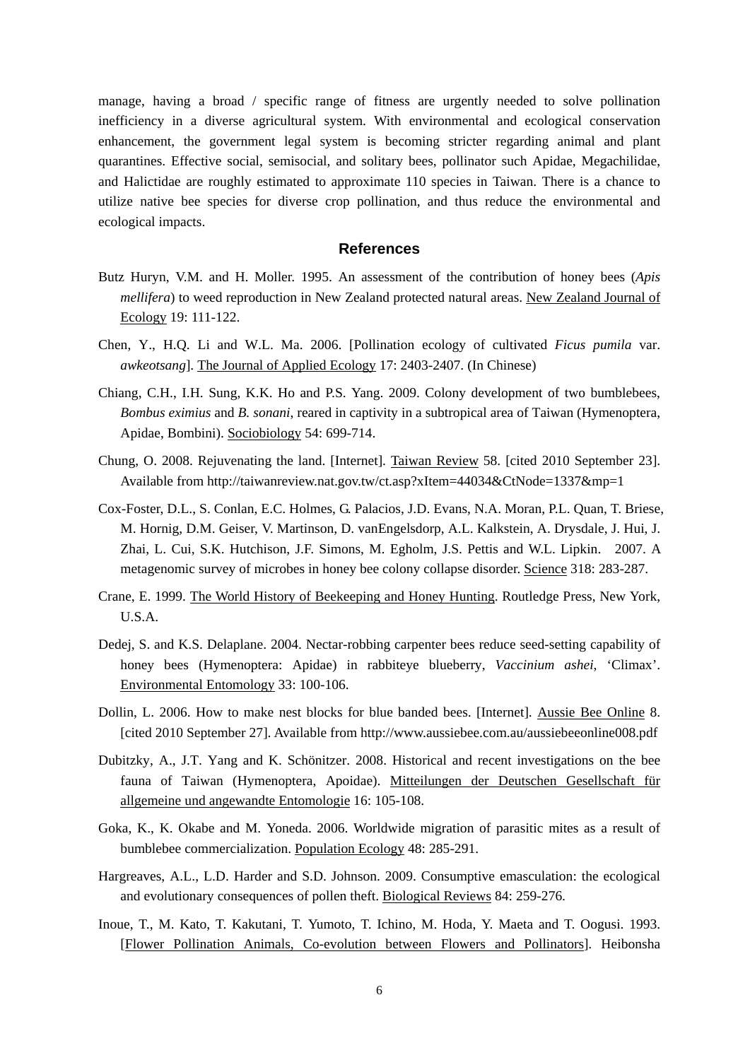manage, having a broad / specific range of fitness are urgently needed to solve pollination inefficiency in a diverse agricultural system. With environmental and ecological conservation enhancement, the government legal system is becoming stricter regarding animal and plant quarantines. Effective social, semisocial, and solitary bees, pollinator such Apidae, Megachilidae, and Halictidae are roughly estimated to approximate 110 species in Taiwan. There is a chance to utilize native bee species for diverse crop pollination, and thus reduce the environmental and ecological impacts.

## References

Butz Huryn, V.M. and H. Moller. 1995. An assessment of the contribution of honey bees (*Apis mellifera*) to weed reproduction in New Zealand protected natural areas. New Zealand Journal of Ecology 19: 111-122.

Chen, Y., H.Q. Li and W.L. Ma. 2006. [Pollination ecology of cultivated *Ficus pumila* var. *awkeotsang*]. The Journal of Applied Ecology 17: 2403-2407. (In Chinese)

Chiang, C.H., I.H. Sung, K.K. Ho and P.S. Yang. 2009. Colony development of two bumblebees, *Bombus eximius* and *B. sonani*, reared in captivity in a subtropical area of Taiwan (Hymenoptera, Apidae, Bombini). Sociobiology 54: 699-714.

Chung, O. 2008. Rejuvenating the land. [Internet]. Taiwan Review 58. [cited 2010 September 23]. Available from http://taiwanreview.nat.gov.tw/ct.asp?xItem=44034&CtNode=1337&mp=1

Cox-Foster, D.L., S. Conlan, E.C. Holmes, G. Palacios, J.D. Evans, N.A. Moran, P.L. Quan, T. Briese, M. Hornig, D.M. Geiser, V. Martinson, D. vanEngelsdorp, A.L. Kalkstein, A. Drysdale, J. Hui, J. Zhai, L. Cui, S.K. Hutchison, J.F. Simons, M. Egholm, J.S. Pettis and W.L. Lipkin. 2007. A metagenomic survey of microbes in honey bee colony collapse disorder. Science 318: 283-287.

Crane, E. 1999. The World History of Beekeeping and Honey Hunting. Routledge Press, New York, U.S.A.

Dedej, S. and K.S. Delaplane. 2004. Nectar-robbing carpenter bees reduce seed-setting capability of honey bees (Hymenoptera: Apidae) in rabbiteye blueberry, *Vaccinium ashei*, 'Climax'. Environmental Entomology 33: 100-106.

Dollin, L. 2006. How to make nest blocks for blue banded bees. [Internet]. Aussie Bee Online 8. [cited 2010 September 27]. Available from http://www.aussiebee.com.au/aussiebeeonline008.pdf

Dubitzky, A., J.T. Yang and K. Schönitzer. 2008. Historical and recent investigations on the bee fauna of Taiwan (Hymenoptera, Apoidae). Mitteilungen der Deutschen Gesellschaft für allgemeine und angewandte Entomologie 16: 105-108.

Goka, K., K. Okabe and M. Yoneda. 2006. Worldwide migration of parasitic mites as a result of bumblebee commercialization. Population Ecology 48: 285-291.

Hargreaves, A.L., L.D. Harder and S.D. Johnson. 2009. Consumptive emasculation: the ecological and evolutionary consequences of pollen theft. Biological Reviews 84: 259-276.

Inoue, T., M. Kato, T. Kakutani, T. Yumoto, T. Ichino, M. Hoda, Y. Maeta and T. Oogusi. 1993. [Flower Pollination Animals, Co-evolution between Flowers and Pollinators]. Heibonsha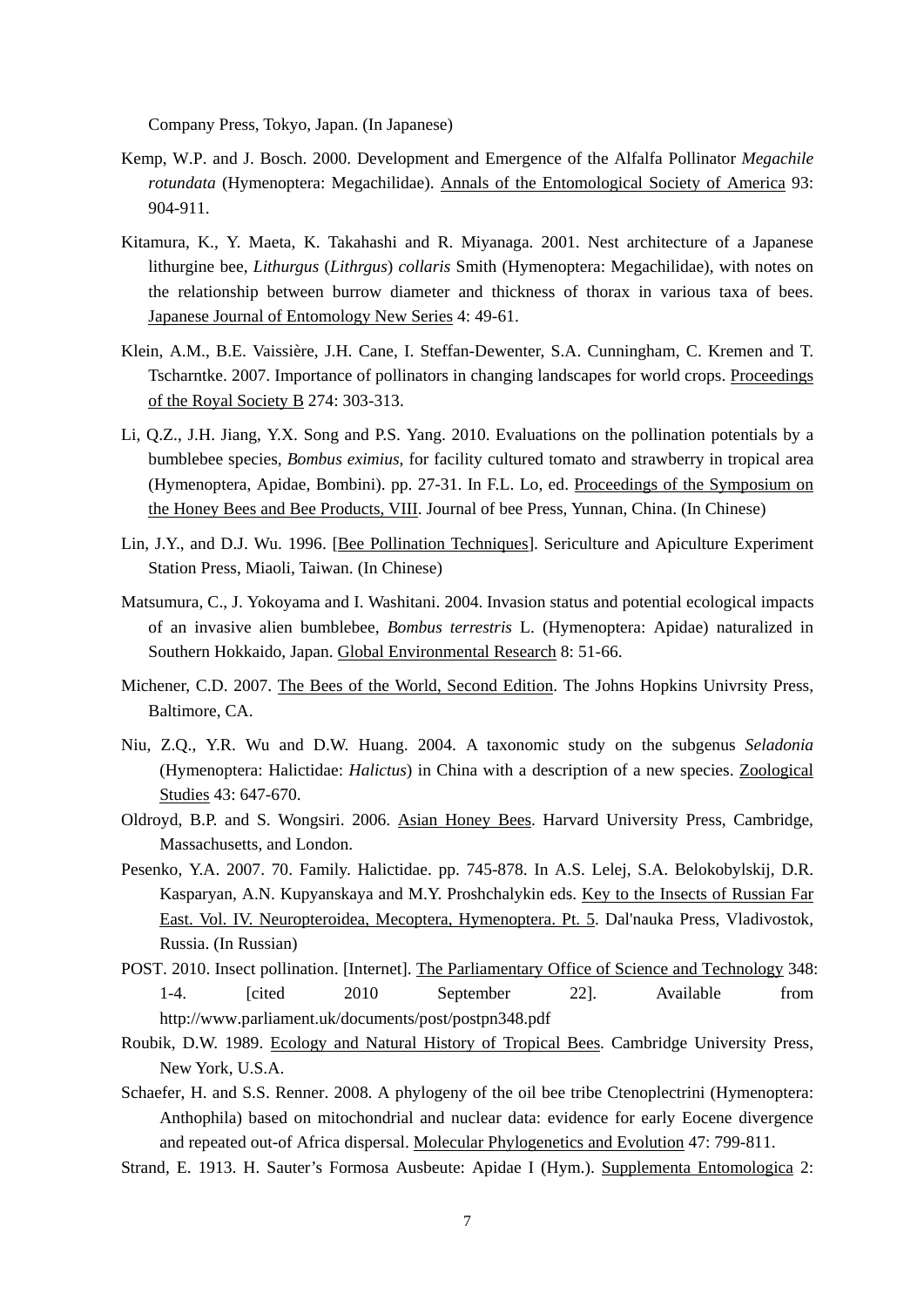Company Press, Tokyo, Japan. (In Japanese)

Kemp, W.P. and J. Bosch. 2000. Development and Emergence of the Alfalfa Pollinator *Megachile rotundata* (Hymenoptera: Megachilidae). Annals of the Entomological Society of America 93: 904-911.

Kitamura, K., Y. Maeta, K. Takahashi and R. Miyanaga. 2001. Nest architecture of a Japanese lithurgine bee, *Lithurgus* (*Lithrgus*) *collaris* Smith (Hymenoptera: Megachilidae), with notes on the relationship between burrow diameter and thickness of thorax in various taxa of bees. Japanese Journal of Entomology New Series 4: 49-61.

Klein, A.M., B.E. Vaissière, J.H. Cane, I. Steffan-Dewenter, S.A. Cunningham, C. Kremen and T. Tscharntke. 2007. Importance of pollinators in changing landscapes for world crops. Proceedings of the Royal Society B 274: 303-313.

Li, Q.Z., J.H. Jiang, Y.X. Song and P.S. Yang. 2010. Evaluations on the pollination potentials by a bumblebee species, *Bombus eximius*, for facility cultured tomato and strawberry in tropical area (Hymenoptera, Apidae, Bombini). pp. 27-31. In F.L. Lo, ed. Proceedings of the Symposium on the Honey Bees and Bee Products, VIII. Journal of bee Press, Yunnan, China. (In Chinese)

Lin, J.Y., and D.J. Wu. 1996. [Bee Pollination Techniques]. Sericulture and Apiculture Experiment Station Press, Miaoli, Taiwan. (In Chinese)

Matsumura, C., J. Yokoyama and I. Washitani. 2004. Invasion status and potential ecological impacts of an invasive alien bumblebee, *Bombus terrestris* L. (Hymenoptera: Apidae) naturalized in Southern Hokkaido, Japan. Global Environmental Research 8: 51-66.

Michener, C.D. 2007. The Bees of the World, Second Edition. The Johns Hopkins Univrsity Press, Baltimore, CA.

Niu, Z.Q., Y.R. Wu and D.W. Huang. 2004. A taxonomic study on the subgenus *Seladonia* (Hymenoptera: Halictidae: *Halictus*) in China with a description of a new species. Zoological Studies 43: 647-670.

Oldroyd, B.P. and S. Wongsiri. 2006. Asian Honey Bees. Harvard University Press, Cambridge, Massachusetts, and London.

Pesenko, Y.A. 2007. 70. Family. Halictidae. pp. 745-878. In A.S. Lelej, S.A. Belokobylskij, D.R. Kasparyan, A.N. Kupyanskaya and M.Y. Proshchalykin eds. Key to the Insects of Russian Far East. Vol. IV. Neuropteroidea, Mecoptera, Hymenoptera. Pt. 5. Dal'nauka Press, Vladivostok, Russia. (In Russian)

POST. 2010. Insect pollination. [Internet]. The Parliamentary Office of Science and Technology 348: 1-4. [cited 2010 September 22]. Available from http://www.parliament.uk/documents/post/postpn348.pdf

Roubik, D.W. 1989. Ecology and Natural History of Tropical Bees. Cambridge University Press, New York, U.S.A.

Schaefer, H. and S.S. Renner. 2008. A phylogeny of the oil bee tribe Ctenoplectrini (Hymenoptera: Anthophila) based on mitochondrial and nuclear data: evidence for early Eocene divergence and repeated out-of Africa dispersal. Molecular Phylogenetics and Evolution 47: 799-811.

Strand, E. 1913. H. Sauter's Formosa Ausbeute: Apidae I (Hym.). Supplementa Entomologica 2: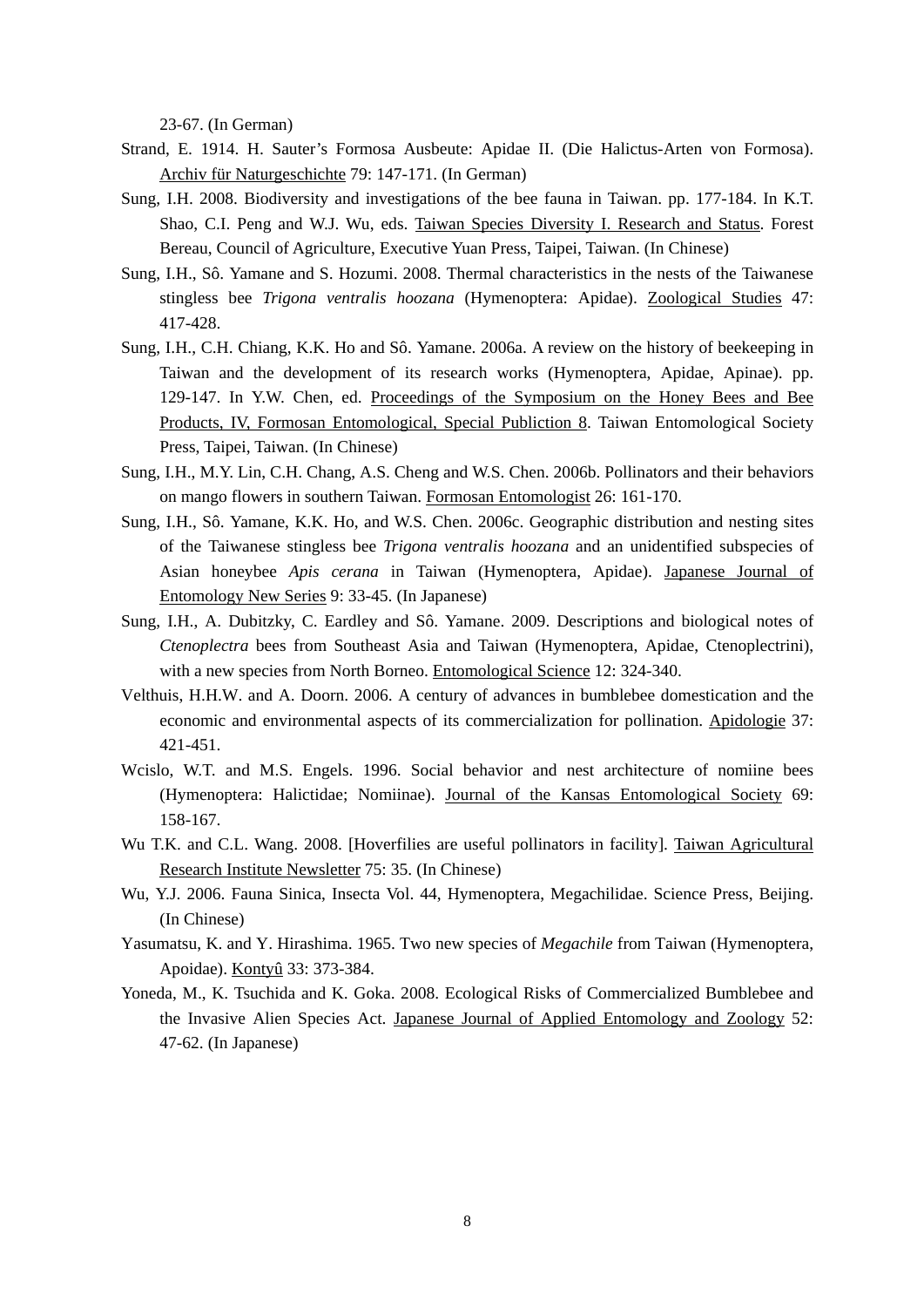23-67. (In German)

Strand, E. 1914. H. Sauter's Formosa Ausbeute: Apidae II. (Die Halictus-Arten von Formosa). Archiv für Naturgeschichte 79: 147-171. (In German)

Sung, I.H. 2008. Biodiversity and investigations of the bee fauna in Taiwan. pp. 177-184. In K.T. Shao, C.I. Peng and W.J. Wu, eds. Taiwan Species Diversity I. Research and Status. Forest Bereau, Council of Agriculture, Executive Yuan Press, Taipei, Taiwan. (In Chinese)

Sung, I.H., Sô. Yamane and S. Hozumi. 2008. Thermal characteristics in the nests of the Taiwanese stingless bee *Trigona ventralis hoozana* (Hymenoptera: Apidae). Zoological Studies 47: 417-428.

Sung, I.H., C.H. Chiang, K.K. Ho and Sô. Yamane. 2006a. A review on the history of beekeeping in Taiwan and the development of its research works (Hymenoptera, Apidae, Apinae). pp. 129-147. In Y.W. Chen, ed. Proceedings of the Symposium on the Honey Bees and Bee Products, IV, Formosan Entomological, Special Publiction 8. Taiwan Entomological Society Press, Taipei, Taiwan. (In Chinese)

Sung, I.H., M.Y. Lin, C.H. Chang, A.S. Cheng and W.S. Chen. 2006b. Pollinators and their behaviors on mango flowers in southern Taiwan. Formosan Entomologist 26: 161-170.

Sung, I.H., Sô. Yamane, K.K. Ho, and W.S. Chen. 2006c. Geographic distribution and nesting sites of the Taiwanese stingless bee *Trigona ventralis hoozana* and an unidentified subspecies of Asian honeybee *Apis cerana* in Taiwan (Hymenoptera, Apidae). Japanese Journal of Entomology New Series 9: 33-45. (In Japanese)

Sung, I.H., A. Dubitzky, C. Eardley and Sô. Yamane. 2009. Descriptions and biological notes of *Ctenoplectra* bees from Southeast Asia and Taiwan (Hymenoptera, Apidae, Ctenoplectrini), with a new species from North Borneo. Entomological Science 12: 324-340.

Velthuis, H.H.W. and A. Doorn. 2006. A century of advances in bumblebee domestication and the economic and environmental aspects of its commercialization for pollination. Apidologie 37: 421-451.

Wcislo, W.T. and M.S. Engels. 1996. Social behavior and nest architecture of nomiine bees (Hymenoptera: Halictidae; Nomiinae). Journal of the Kansas Entomological Society 69: 158-167.

Wu T.K. and C.L. Wang. 2008. [Hoverfilies are useful pollinators in facility]. Taiwan Agricultural Research Institute Newsletter 75: 35. (In Chinese)

Wu, Y.J. 2006. Fauna Sinica, Insecta Vol. 44, Hymenoptera, Megachilidae. Science Press, Beijing. (In Chinese)

Yasumatsu, K. and Y. Hirashima. 1965. Two new species of *Megachile* from Taiwan (Hymenoptera, Apoidae). Kontyû 33: 373-384.

Yoneda, M., K. Tsuchida and K. Goka. 2008. Ecological Risks of Commercialized Bumblebee and the Invasive Alien Species Act. Japanese Journal of Applied Entomology and Zoology 52: 47-62. (In Japanese)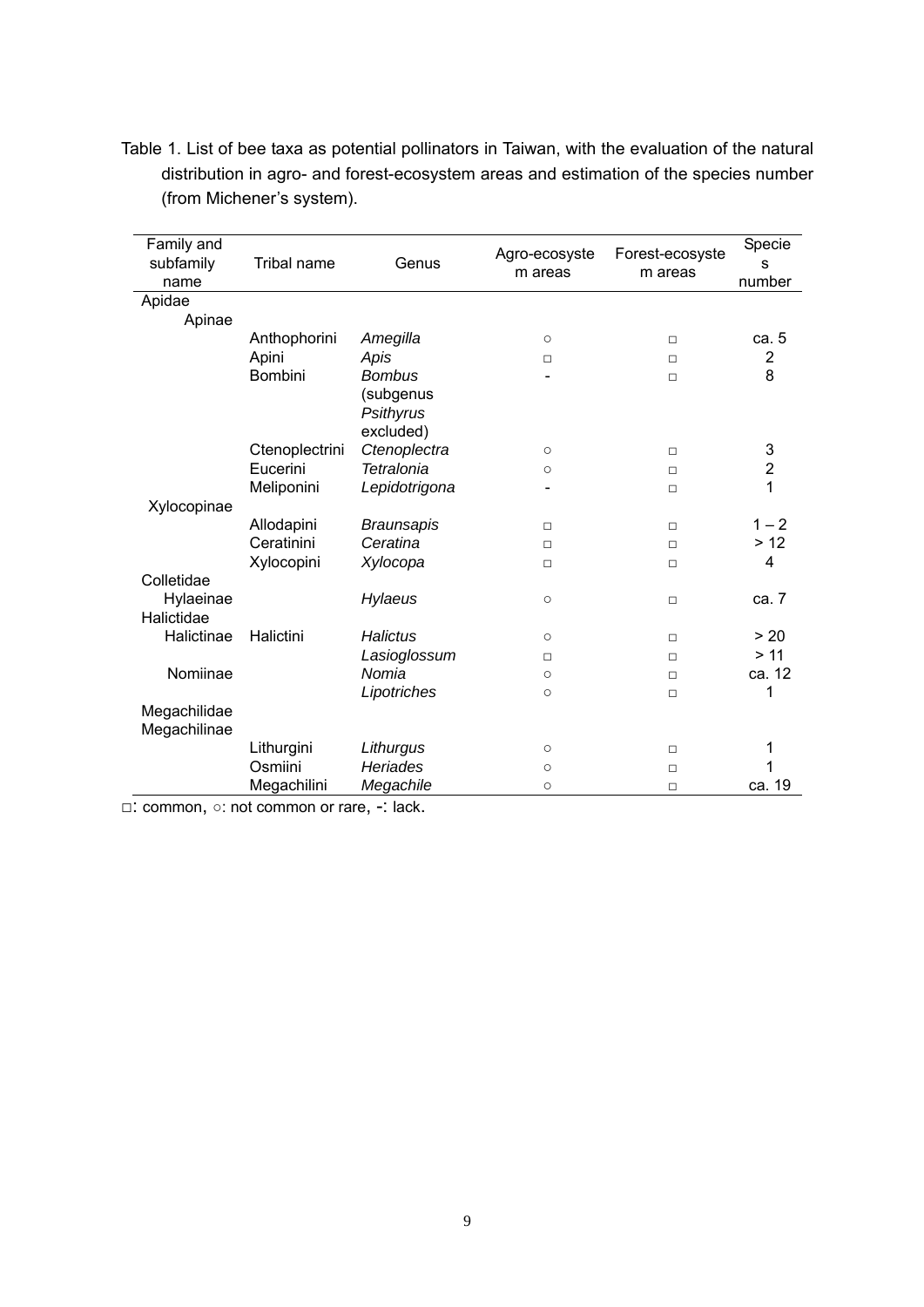Table 1. List of bee taxa as potential pollinators in Taiwan, with the evaluation of the natural distribution in agro- and forest-ecosystem areas and estimation of the species number (from Michener's system).

| Family and subfamily name | Tribal name | Genus | Agro-ecosystem areas | Forest-ecosystem areas | Species number |
|---|---|---|---|---|---|
| Apidae | | | | | |
| Apinae | | | | | |
| | Anthophorini | *Amegilla* | ○ | □ | ca. 5 |
| | Apini | *Apis* | □ | □ | 2 |
| | Bombini | *Bombus* (subgenus *Psithyrus* excluded) | - | □ | 8 |
| | Ctenoplectrini | *Ctenoplectra* | ○ | □ | 3 |
| | Eucerini | *Tetralonia* | ○ | □ | 2 |
| | Meliponini | *Lepidotrigona* | - | □ | 1 |
| Xylocopinae | | | | | |
| | Allodapini | *Braunsapis* | □ | □ | 1 – 2 |
| | Ceratinini | *Ceratina* | □ | □ | > 12 |
| | Xylocopini | *Xylocopa* | □ | □ | 4 |
| Colletidae | | | | | |
| Hylaeinae | | *Hylaeus* | ○ | □ | ca. 7 |
| Halictidae | | | | | |
| Halictinae | Halictini | *Halictus* | ○ | □ | > 20 |
| | | *Lasioglossum* | □ | □ | > 11 |
| Nomiinae | | *Nomia* | ○ | □ | ca. 12 |
| | | *Lipotriches* | ○ | □ | 1 |
| Megachilidae | | | | | |
| Megachilinae | | | | | |
| | Lithurgini | *Lithurgus* | ○ | □ | 1 |
| | Osmiini | *Heriades* | ○ | □ | 1 |
| | Megachilini | *Megachile* | ○ | □ | ca. 19 |

□: common, ○: not common or rare, -: lack.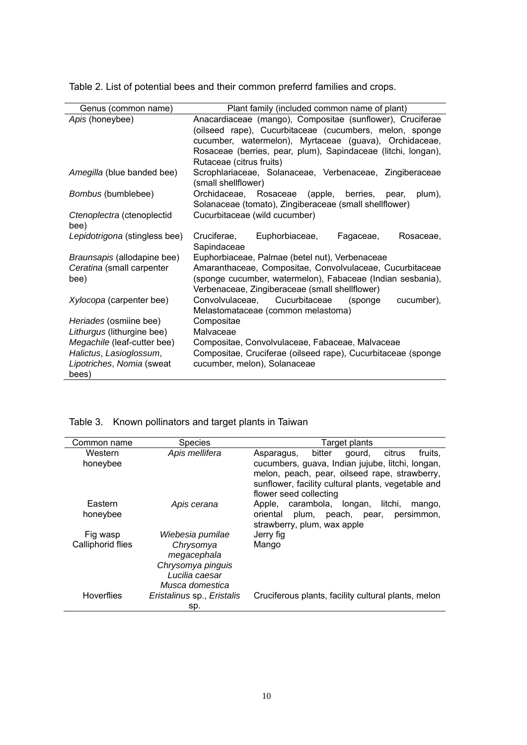Table 2. List of potential bees and their common preferrd families and crops.

| Genus (common name) | Plant family (included common name of plant) |
| --- | --- |
| *Apis* (honeybee) | Anacardiaceae (mango), Compositae (sunflower), Cruciferae (oilseed rape), Cucurbitaceae (cucumbers, melon, sponge cucumber, watermelon), Myrtaceae (guava), Orchidaceae, Rosaceae (berries, pear, plum), Sapindaceae (litchi, longan), Rutaceae (citrus fruits) |
| *Amegilla* (blue banded bee) | Scrophlariaceae, Solanaceae, Verbenaceae, Zingiberaceae (small shellflower) |
| *Bombus* (bumblebee) | Orchidaceae, Rosaceae (apple, berries, pear, plum), Solanaceae (tomato), Zingiberaceae (small shellflower) |
| *Ctenoplectra* (ctenoplectid bee) | Cucurbitaceae (wild cucumber) |
| *Lepidotrigona* (stingless bee) | Cruciferae, Euphorbiaceae, Fagaceae, Rosaceae, Sapindaceae |
| *Braunsapis* (allodapine bee) | Euphorbiaceae, Palmae (betel nut), Verbenaceae |
| *Ceratina* (small carpenter bee) | Amaranthaceae, Compositae, Convolvulaceae, Cucurbitaceae (sponge cucumber, watermelon), Fabaceae (Indian sesbania), Verbenaceae, Zingiberaceae (small shellflower) |
| *Xylocopa* (carpenter bee) | Convolvulaceae, Cucurbitaceae (sponge cucumber), Melastomataceae (common melastoma) |
| *Heriades* (osmiine bee) | Compositae |
| *Lithurgus* (lithurgine bee) | Malvaceae |
| *Megachile* (leaf-cutter bee) | Compositae, Convolvulaceae, Fabaceae, Malvaceae |
| *Halictus*, *Lasioglossum*, *Lipotriches*, *Nomia* (sweat bees) | Compositae, Cruciferae (oilseed rape), Cucurbitaceae (sponge cucumber, melon), Solanaceae |

Table 3. Known pollinators and target plants in Taiwan

| Common name | Species | Target plants |
| --- | --- | --- |
| Western honeybee | *Apis mellifera* | Asparagus, bitter gourd, citrus fruits, cucumbers, guava, Indian jujube, litchi, longan, melon, peach, pear, oilseed rape, strawberry, sunflower, facility cultural plants, vegetable and flower seed collecting |
| Eastern honeybee | *Apis cerana* | Apple, carambola, longan, litchi, mango, oriental plum, peach, pear, persimmon, strawberry, plum, wax apple |
| Fig wasp | *Wiebesia pumilae* | Jerry fig |
| Calliphorid flies | *Chrysomya megacephala*, *Chrysomya pinguis*, *Lucilia caesar*, *Musca domestica* | Mango |
| Hoverflies | *Eristalinus* sp., *Eristalis* sp. | Cruciferous plants, facility cultural plants, melon |